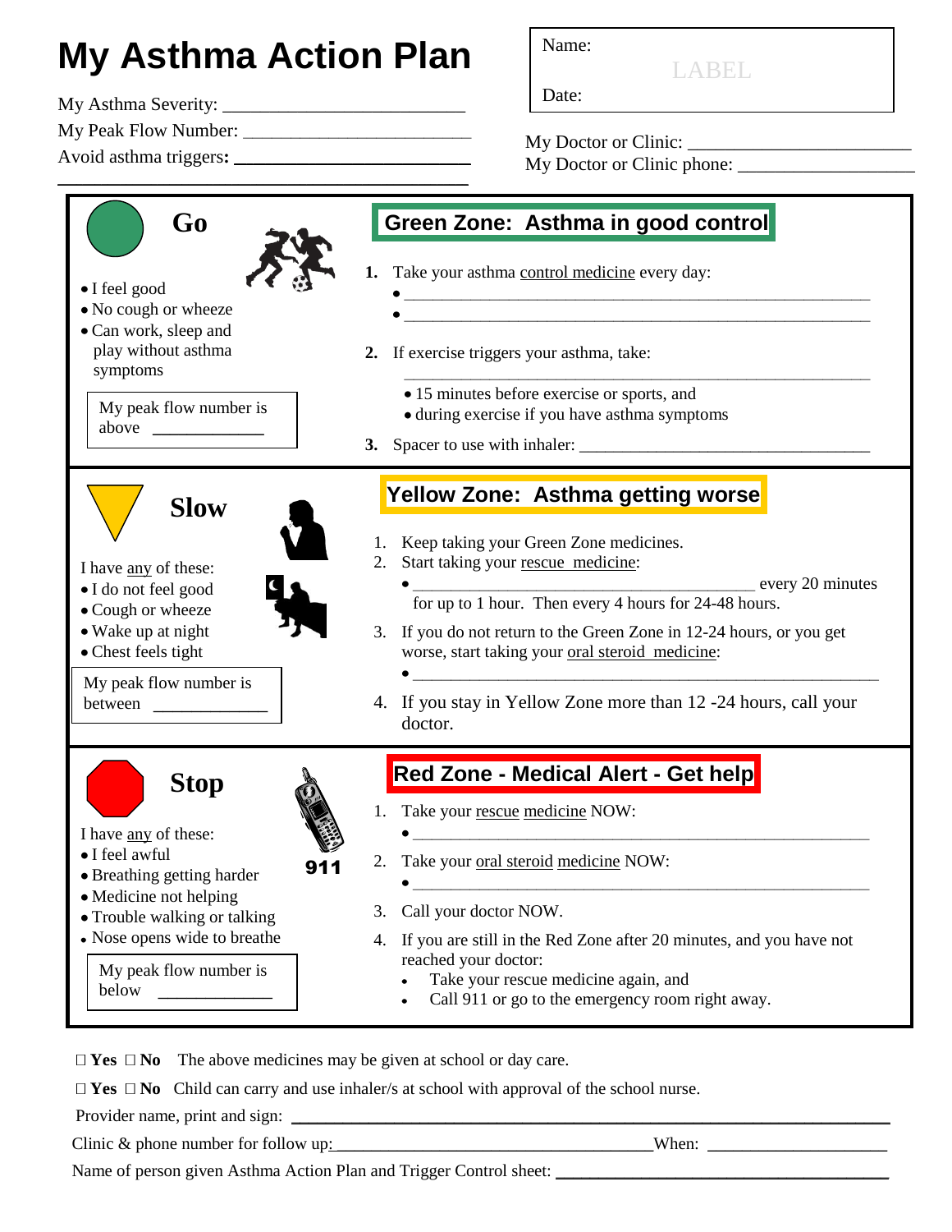# My Asthma Action Plan

My Asthma Severity: ______________________

My Peak Flow Number: ______________________

Avoid asthma triggers**:** ______________________

______________________

Name:

LABEL

Date:

My Doctor or Clinic: ______________________

My Doctor or Clinic phone: ______________________

## Go

- I feel good
- No cough or wheeze
- Can work, sleep and play without asthma symptoms

My peak flow number is above ___________

### Green Zone: Asthma in good control

**1.** Take your asthma control medicine every day:

- ______________________________________________
- ______________________________________________

**2.** If exercise triggers your asthma, take:

______________________________________________

- 15 minutes before exercise or sports, and
- during exercise if you have asthma symptoms

**3.** Spacer to use with inhaler: ______________________________

## Slow

I have any of these:

- I do not feel good
- Cough or wheeze
- Wake up at night
- Chest feels tight

My peak flow number is between ___________

### Yellow Zone: Asthma getting worse

1. Keep taking your Green Zone medicines.
2. Start taking your rescue medicine:
   - ______________________________________ every 20 minutes for up to 1 hour. Then every 4 hours for 24-48 hours.
3. If you do not return to the Green Zone in 12-24 hours, or you get worse, start taking your oral steroid medicine:
   - ______________________________________________
4. If you stay in Yellow Zone more than 12 -24 hours, call your doctor.

## Stop

I have any of these:

- I feel awful
- Breathing getting harder
- Medicine not helping
- Trouble walking or talking
- Nose opens wide to breathe

My peak flow number is below ___________

911

### Red Zone - Medical Alert - Get help

1. Take your rescue medicine NOW:
   - ______________________________________________
2. Take your oral steroid medicine NOW:
   - ______________________________________________
3. Call your doctor NOW.
4. If you are still in the Red Zone after 20 minutes, and you have not reached your doctor:
   - Take your rescue medicine again, and
   - Call 911 or go to the emergency room right away.

☐ **Yes** ☐ **No** The above medicines may be given at school or day care.

☐ **Yes** ☐ **No** Child can carry and use inhaler/s at school with approval of the school nurse.

Provider name, print and sign: ______________________________________________

Clinic & phone number for follow up:______________________________When: ________________

Name of person given Asthma Action Plan and Trigger Control sheet: ______________________________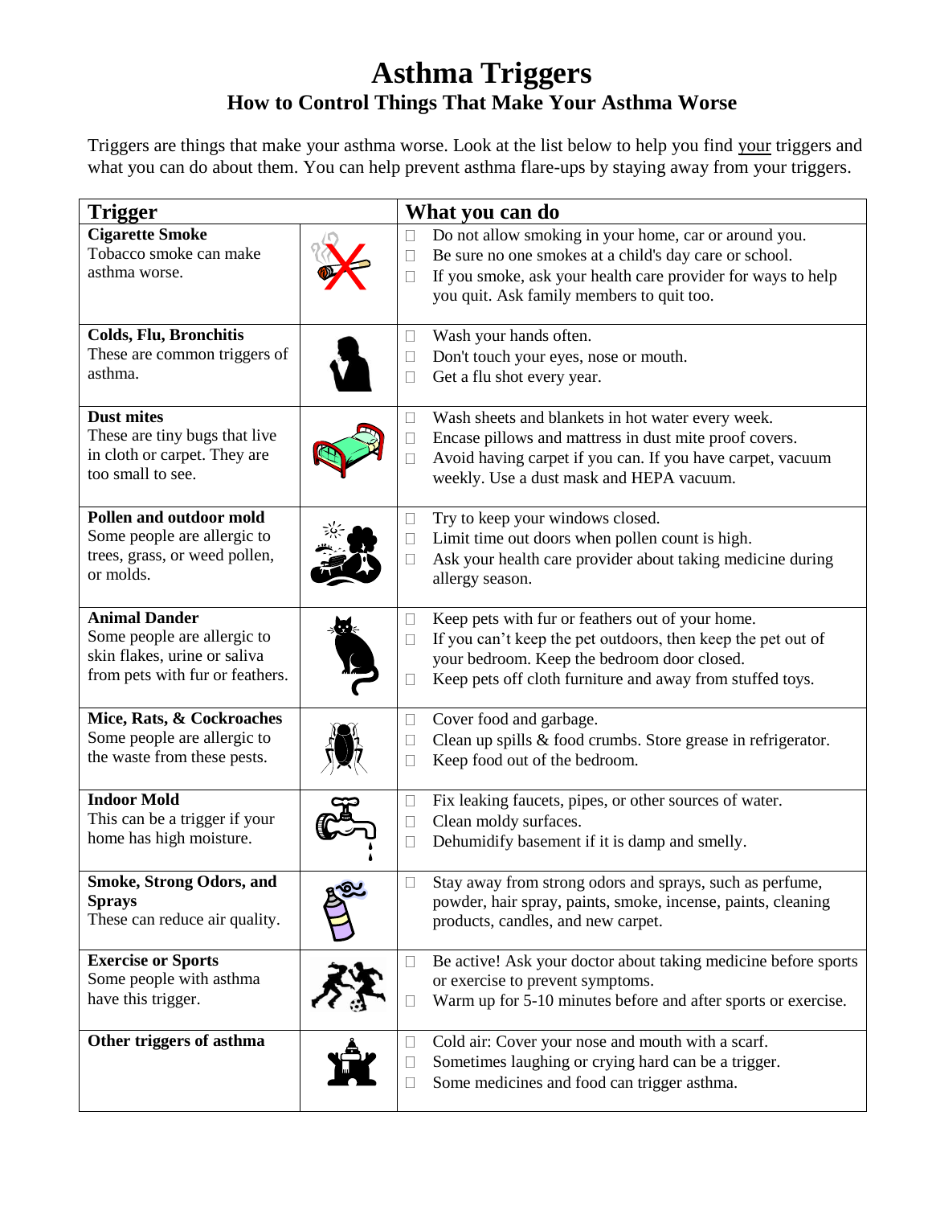# Asthma Triggers

## How to Control Things That Make Your Asthma Worse

Triggers are things that make your asthma worse. Look at the list below to help you find your triggers and what you can do about them. You can help prevent asthma flare-ups by staying away from your triggers.

| Trigger | | What you can do |
|---|---|---|
| **Cigarette Smoke**<br>Tobacco smoke can make asthma worse. | | ☐ Do not allow smoking in your home, car or around you.<br>☐ Be sure no one smokes at a child's day care or school.<br>☐ If you smoke, ask your health care provider for ways to help you quit. Ask family members to quit too. |
| **Colds, Flu, Bronchitis**<br>These are common triggers of asthma. | | ☐ Wash your hands often.<br>☐ Don't touch your eyes, nose or mouth.<br>☐ Get a flu shot every year. |
| **Dust mites**<br>These are tiny bugs that live in cloth or carpet. They are too small to see. | | ☐ Wash sheets and blankets in hot water every week.<br>☐ Encase pillows and mattress in dust mite proof covers.<br>☐ Avoid having carpet if you can. If you have carpet, vacuum weekly. Use a dust mask and HEPA vacuum. |
| **Pollen and outdoor mold**<br>Some people are allergic to trees, grass, or weed pollen, or molds. | | ☐ Try to keep your windows closed.<br>☐ Limit time out doors when pollen count is high.<br>☐ Ask your health care provider about taking medicine during allergy season. |
| **Animal Dander**<br>Some people are allergic to skin flakes, urine or saliva from pets with fur or feathers. | | ☐ Keep pets with fur or feathers out of your home.<br>☐ If you can't keep the pet outdoors, then keep the pet out of your bedroom. Keep the bedroom door closed.<br>☐ Keep pets off cloth furniture and away from stuffed toys. |
| **Mice, Rats, & Cockroaches**<br>Some people are allergic to the waste from these pests. | | ☐ Cover food and garbage.<br>☐ Clean up spills & food crumbs. Store grease in refrigerator.<br>☐ Keep food out of the bedroom. |
| **Indoor Mold**<br>This can be a trigger if your home has high moisture. | | ☐ Fix leaking faucets, pipes, or other sources of water.<br>☐ Clean moldy surfaces.<br>☐ Dehumidify basement if it is damp and smelly. |
| **Smoke, Strong Odors, and Sprays**<br>These can reduce air quality. | | ☐ Stay away from strong odors and sprays, such as perfume, powder, hair spray, paints, smoke, incense, paints, cleaning products, candles, and new carpet. |
| **Exercise or Sports**<br>Some people with asthma have this trigger. | | ☐ Be active! Ask your doctor about taking medicine before sports or exercise to prevent symptoms.<br>☐ Warm up for 5-10 minutes before and after sports or exercise. |
| **Other triggers of asthma** | | ☐ Cold air: Cover your nose and mouth with a scarf.<br>☐ Sometimes laughing or crying hard can be a trigger.<br>☐ Some medicines and food can trigger asthma. |